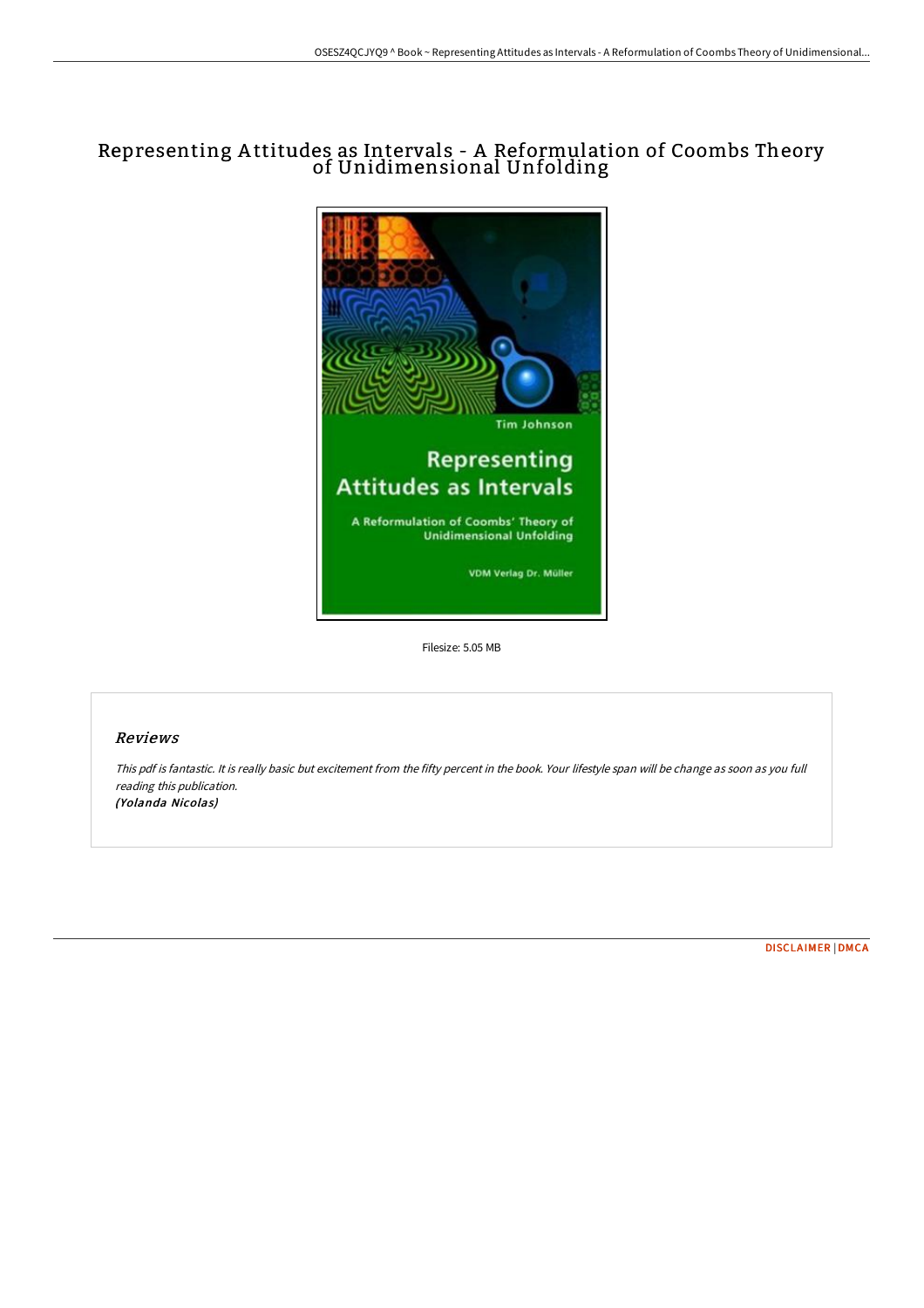# Representing Attitudes as Intervals - A Reformulation of Coombs Theory of Unidimensional Unfolding

Filesize: 5.05 MB

## Reviews

*This pdf is fantastic. It is really basic but excitement from the fifty percent in the book. Your lifestyle span will be change as soon as you full reading this publication.*
***(Yolanda Nicolas)***

DISCLAIMER | DMCA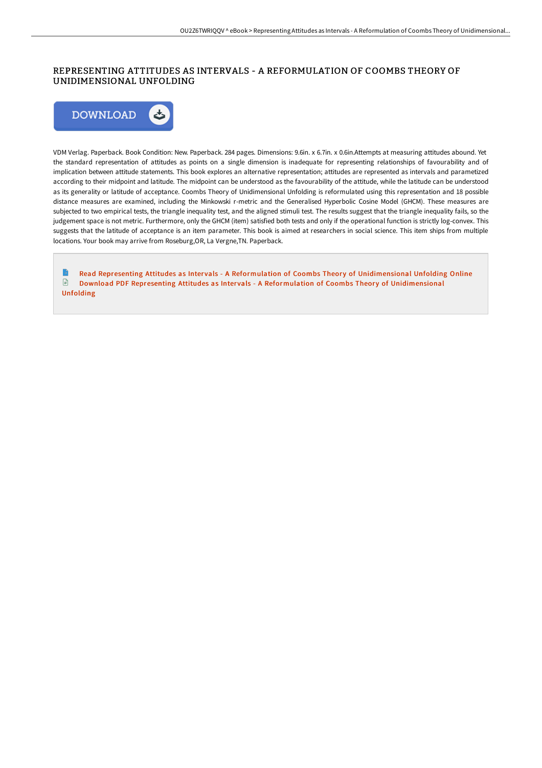# REPRESENTING ATTITUDES AS INTERVALS - A REFORMULATION OF COOMBS THEORY OF UNIDIMENSIONAL UNFOLDING

VDM Verlag. Paperback. Book Condition: New. Paperback. 284 pages. Dimensions: 9.6in. x 6.7in. x 0.6in.Attempts at measuring attitudes abound. Yet the standard representation of attitudes as points on a single dimension is inadequate for representing relationships of favourability and of implication between attitude statements. This book explores an alternative representation; attitudes are represented as intervals and parametized according to their midpoint and latitude. The midpoint can be understood as the favourability of the attitude, while the latitude can be understood as its generality or latitude of acceptance. Coombs Theory of Unidimensional Unfolding is reformulated using this representation and 18 possible distance measures are examined, including the Minkowski r-metric and the Generalised Hyperbolic Cosine Model (GHCM). These measures are subjected to two empirical tests, the triangle inequality test, and the aligned stimuli test. The results suggest that the triangle inequality fails, so the judgement space is not metric. Furthermore, only the GHCM (item) satisfied both tests and only if the operational function is strictly log-convex. This suggests that the latitude of acceptance is an item parameter. This book is aimed at researchers in social science. This item ships from multiple locations. Your book may arrive from Roseburg,OR, La Vergne,TN. Paperback.

Read Representing Attitudes as Intervals - A Reformulation of Coombs Theory of Unidimensional Unfolding Online

Download PDF Representing Attitudes as Intervals - A Reformulation of Coombs Theory of Unidimensional Unfolding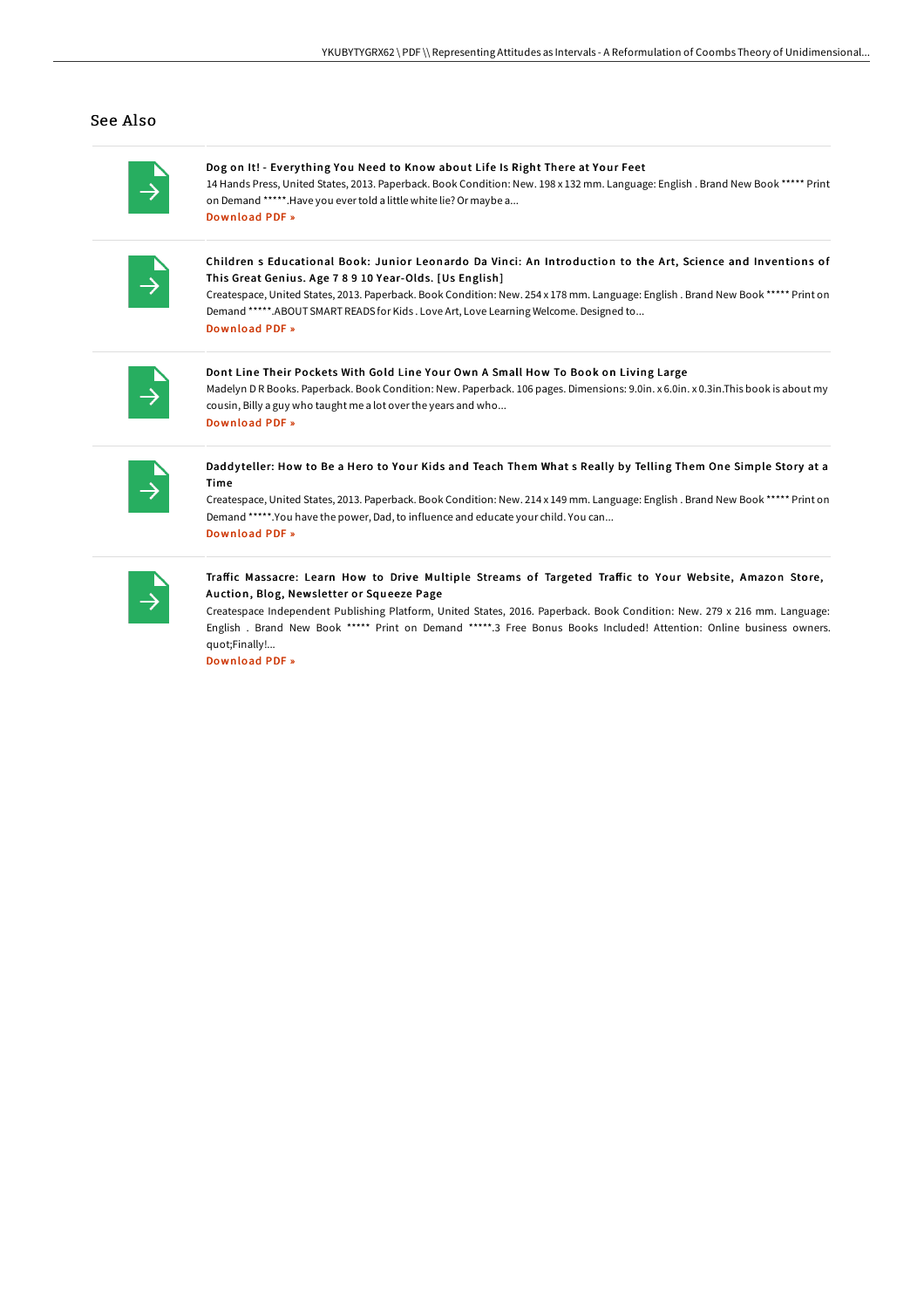## See Also

**Dog on It! - Everything You Need to Know about Life Is Right There at Your Feet**

14 Hands Press, United States, 2013. Paperback. Book Condition: New. 198 x 132 mm. Language: English . Brand New Book ***** Print on Demand *****.Have you ever told a little white lie? Or maybe a...

Download PDF »

**Children s Educational Book: Junior Leonardo Da Vinci: An Introduction to the Art, Science and Inventions of This Great Genius. Age 7 8 9 10 Year-Olds. [Us English]**

Createspace, United States, 2013. Paperback. Book Condition: New. 254 x 178 mm. Language: English . Brand New Book ***** Print on Demand *****.ABOUT SMART READS for Kids . Love Art, Love Learning Welcome. Designed to...

Download PDF »

**Dont Line Their Pockets With Gold Line Your Own A Small How To Book on Living Large**

Madelyn D R Books. Paperback. Book Condition: New. Paperback. 106 pages. Dimensions: 9.0in. x 6.0in. x 0.3in.This book is about my cousin, Billy a guy who taught me a lot over the years and who...

Download PDF »

**Daddyteller: How to Be a Hero to Your Kids and Teach Them What s Really by Telling Them One Simple Story at a Time**

Createspace, United States, 2013. Paperback. Book Condition: New. 214 x 149 mm. Language: English . Brand New Book ***** Print on Demand *****.You have the power, Dad, to influence and educate your child. You can...

Download PDF »

**Traffic Massacre: Learn How to Drive Multiple Streams of Targeted Traffic to Your Website, Amazon Store, Auction, Blog, Newsletter or Squeeze Page**

Createspace Independent Publishing Platform, United States, 2016. Paperback. Book Condition: New. 279 x 216 mm. Language: English . Brand New Book ***** Print on Demand *****.3 Free Bonus Books Included! Attention: Online business owners. quot;Finally!...

Download PDF »